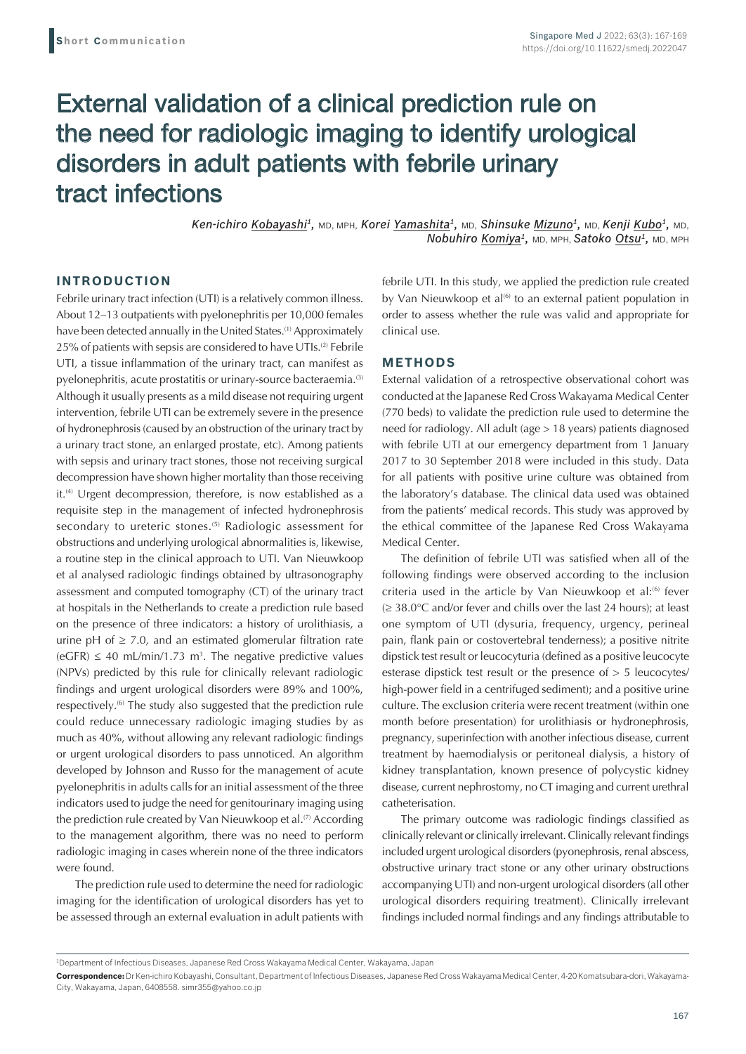**Short Communication**

# External validation of a clinical prediction rule on the need for radiologic imaging to identify urological disorders in adult patients with febrile urinary tract infections

*Ken-ichiro Kobayashi*[1], MD, MPH, *Korei Yamashita*[1], MD, *Shinsuke Mizuno*[1], MD, *Kenji Kubo*[1], MD, *Nobuhiro Komiya*[1], MD, MPH, *Satoko Otsu*[1], MD, MPH

## INTRODUCTION

Febrile urinary tract infection (UTI) is a relatively common illness. About 12–13 outpatients with pyelonephritis per 10,000 females have been detected annually in the United States.[1] Approximately 25% of patients with sepsis are considered to have UTIs.[2] Febrile UTI, a tissue inflammation of the urinary tract, can manifest as pyelonephritis, acute prostatitis or urinary-source bacteraemia.[3] Although it usually presents as a mild disease not requiring urgent intervention, febrile UTI can be extremely severe in the presence of hydronephrosis (caused by an obstruction of the urinary tract by a urinary tract stone, an enlarged prostate, etc). Among patients with sepsis and urinary tract stones, those not receiving surgical decompression have shown higher mortality than those receiving it.[4] Urgent decompression, therefore, is now established as a requisite step in the management of infected hydronephrosis secondary to ureteric stones.[5] Radiologic assessment for obstructions and underlying urological abnormalities is, likewise, a routine step in the clinical approach to UTI. Van Nieuwkoop et al analysed radiologic findings obtained by ultrasonography assessment and computed tomography (CT) of the urinary tract at hospitals in the Netherlands to create a prediction rule based on the presence of three indicators: a history of urolithiasis, a urine pH of $\geq 7.0$, and an estimated glomerular filtration rate (eGFR) $\leq 40$ mL/min/1.73 m$^3$. The negative predictive values (NPVs) predicted by this rule for clinically relevant radiologic findings and urgent urological disorders were 89% and 100%, respectively.[6] The study also suggested that the prediction rule could reduce unnecessary radiologic imaging studies by as much as 40%, without allowing any relevant radiologic findings or urgent urological disorders to pass unnoticed. An algorithm developed by Johnson and Russo for the management of acute pyelonephritis in adults calls for an initial assessment of the three indicators used to judge the need for genitourinary imaging using the prediction rule created by Van Nieuwkoop et al.[7] According to the management algorithm, there was no need to perform radiologic imaging in cases wherein none of the three indicators were found.

The prediction rule used to determine the need for radiologic imaging for the identification of urological disorders has yet to be assessed through an external evaluation in adult patients with febrile UTI. In this study, we applied the prediction rule created by Van Nieuwkoop et al[6] to an external patient population in order to assess whether the rule was valid and appropriate for clinical use.

## METHODS

External validation of a retrospective observational cohort was conducted at the Japanese Red Cross Wakayama Medical Center (770 beds) to validate the prediction rule used to determine the need for radiology. All adult (age > 18 years) patients diagnosed with febrile UTI at our emergency department from 1 January 2017 to 30 September 2018 were included in this study. Data for all patients with positive urine culture was obtained from the laboratory's database. The clinical data used was obtained from the patients' medical records. This study was approved by the ethical committee of the Japanese Red Cross Wakayama Medical Center.

The definition of febrile UTI was satisfied when all of the following findings were observed according to the inclusion criteria used in the article by Van Nieuwkoop et al:[6] fever ($\geq 38.0$°C and/or fever and chills over the last 24 hours); at least one symptom of UTI (dysuria, frequency, urgency, perineal pain, flank pain or costovertebral tenderness); a positive nitrite dipstick test result or leucocyturia (defined as a positive leucocyte esterase dipstick test result or the presence of > 5 leucocytes/high-power field in a centrifuged sediment); and a positive urine culture. The exclusion criteria were recent treatment (within one month before presentation) for urolithiasis or hydronephrosis, pregnancy, superinfection with another infectious disease, current treatment by haemodialysis or peritoneal dialysis, a history of kidney transplantation, known presence of polycystic kidney disease, current nephrostomy, no CT imaging and current urethral catheterisation.

The primary outcome was radiologic findings classified as clinically relevant or clinically irrelevant. Clinically relevant findings included urgent urological disorders (pyonephrosis, renal abscess, obstructive urinary tract stone or any other urinary obstructions accompanying UTI) and non-urgent urological disorders (all other urological disorders requiring treatment). Clinically irrelevant findings included normal findings and any findings attributable to

[1]Department of Infectious Diseases, Japanese Red Cross Wakayama Medical Center, Wakayama, Japan

**Correspondence:** Dr Ken-ichiro Kobayashi, Consultant, Department of Infectious Diseases, Japanese Red Cross Wakayama Medical Center, 4-20 Komatsubara-dori, Wakayama-City, Wakayama, Japan, 6408558. simr355@yahoo.co.jp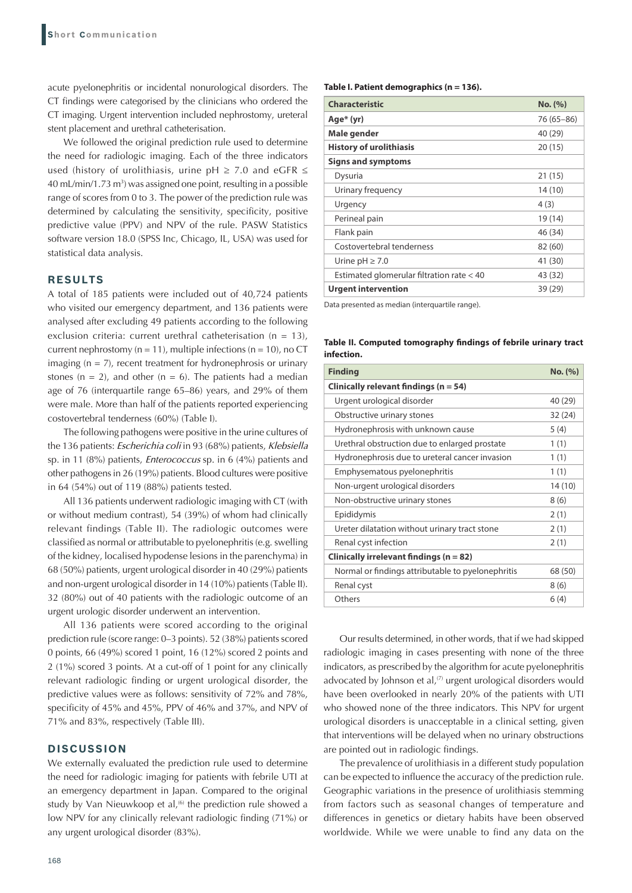acute pyelonephritis or incidental nonurological disorders. The CT findings were categorised by the clinicians who ordered the CT imaging. Urgent intervention included nephrostomy, ureteral stent placement and urethral catheterisation.

We followed the original prediction rule used to determine the need for radiologic imaging. Each of the three indicators used (history of urolithiasis, urine pH ≥ 7.0 and eGFR ≤ 40 mL/min/1.73 $m^3$) was assigned one point, resulting in a possible range of scores from 0 to 3. The power of the prediction rule was determined by calculating the sensitivity, specificity, positive predictive value (PPV) and NPV of the rule. PASW Statistics software version 18.0 (SPSS Inc, Chicago, IL, USA) was used for statistical data analysis.

## RESULTS

A total of 185 patients were included out of 40,724 patients who visited our emergency department, and 136 patients were analysed after excluding 49 patients according to the following exclusion criteria: current urethral catheterisation (n = 13), current nephrostomy (n = 11), multiple infections (n = 10), no CT imaging (n = 7), recent treatment for hydronephrosis or urinary stones (n = 2), and other (n = 6). The patients had a median age of 76 (interquartile range 65–86) years, and 29% of them were male. More than half of the patients reported experiencing costovertebral tenderness (60%) (Table I).

The following pathogens were positive in the urine cultures of the 136 patients: *Escherichia coli* in 93 (68%) patients, *Klebsiella* sp. in 11 (8%) patients, *Enterococcus* sp. in 6 (4%) patients and other pathogens in 26 (19%) patients. Blood cultures were positive in 64 (54%) out of 119 (88%) patients tested.

All 136 patients underwent radiologic imaging with CT (with or without medium contrast), 54 (39%) of whom had clinically relevant findings (Table II). The radiologic outcomes were classified as normal or attributable to pyelonephritis (e.g. swelling of the kidney, localised hypodense lesions in the parenchyma) in 68 (50%) patients, urgent urological disorder in 40 (29%) patients and non-urgent urological disorder in 14 (10%) patients (Table II). 32 (80%) out of 40 patients with the radiologic outcome of an urgent urologic disorder underwent an intervention.

All 136 patients were scored according to the original prediction rule (score range: 0–3 points). 52 (38%) patients scored 0 points, 66 (49%) scored 1 point, 16 (12%) scored 2 points and 2 (1%) scored 3 points. At a cut-off of 1 point for any clinically relevant radiologic finding or urgent urological disorder, the predictive values were as follows: sensitivity of 72% and 78%, specificity of 45% and 45%, PPV of 46% and 37%, and NPV of 71% and 83%, respectively (Table III).

## DISCUSSION

We externally evaluated the prediction rule used to determine the need for radiologic imaging for patients with febrile UTI at an emergency department in Japan. Compared to the original study by Van Nieuwkoop et al,[6] the prediction rule showed a low NPV for any clinically relevant radiologic finding (71%) or any urgent urological disorder (83%).

**Table I. Patient demographics (n = 136).**

| Characteristic | No. (%) |
|---|---|
| **Age\* (yr)** | 76 (65–86) |
| **Male gender** | 40 (29) |
| **History of urolithiasis** | 20 (15) |
| **Signs and symptoms** | |
| Dysuria | 21 (15) |
| Urinary frequency | 14 (10) |
| Urgency | 4 (3) |
| Perineal pain | 19 (14) |
| Flank pain | 46 (34) |
| Costovertebral tenderness | 82 (60) |
| Urine pH ≥ 7.0 | 41 (30) |
| Estimated glomerular filtration rate < 40 | 43 (32) |
| **Urgent intervention** | 39 (29) |

Data presented as median (interquartile range).

**Table II. Computed tomography findings of febrile urinary tract infection.**

| Finding | No. (%) |
|---|---|
| **Clinically relevant findings (n = 54)** | |
| Urgent urological disorder | 40 (29) |
| Obstructive urinary stones | 32 (24) |
| Hydronephrosis with unknown cause | 5 (4) |
| Urethral obstruction due to enlarged prostate | 1 (1) |
| Hydronephrosis due to ureteral cancer invasion | 1 (1) |
| Emphysematous pyelonephritis | 1 (1) |
| Non-urgent urological disorders | 14 (10) |
| Non-obstructive urinary stones | 8 (6) |
| Epididymis | 2 (1) |
| Ureter dilatation without urinary tract stone | 2 (1) |
| Renal cyst infection | 2 (1) |
| **Clinically irrelevant findings (n = 82)** | |
| Normal or findings attributable to pyelonephritis | 68 (50) |
| Renal cyst | 8 (6) |
| Others | 6 (4) |

Our results determined, in other words, that if we had skipped radiologic imaging in cases presenting with none of the three indicators, as prescribed by the algorithm for acute pyelonephritis advocated by Johnson et al,[7] urgent urological disorders would have been overlooked in nearly 20% of the patients with UTI who showed none of the three indicators. This NPV for urgent urological disorders is unacceptable in a clinical setting, given that interventions will be delayed when no urinary obstructions are pointed out in radiologic findings.

The prevalence of urolithiasis in a different study population can be expected to influence the accuracy of the prediction rule. Geographic variations in the presence of urolithiasis stemming from factors such as seasonal changes of temperature and differences in genetics or dietary habits have been observed worldwide. While we were unable to find any data on the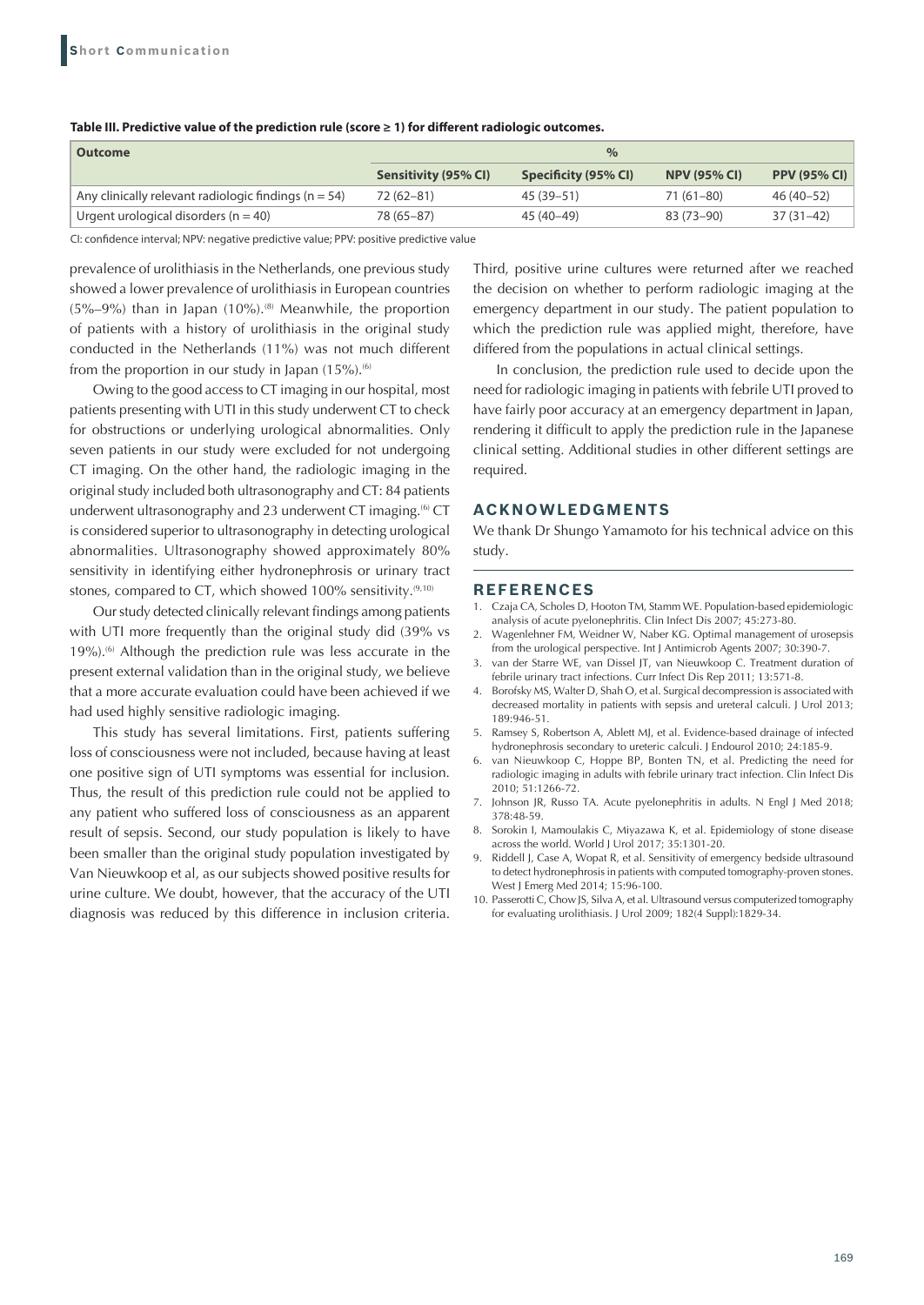**Table III. Predictive value of the prediction rule (score ≥ 1) for different radiologic outcomes.**

| Outcome | % | | | |
|---|---|---|---|---|
| | Sensitivity (95% CI) | Specificity (95% CI) | NPV (95% CI) | PPV (95% CI) |
| Any clinically relevant radiologic findings (n = 54) | 72 (62–81) | 45 (39–51) | 71 (61–80) | 46 (40–52) |
| Urgent urological disorders (n = 40) | 78 (65–87) | 45 (40–49) | 83 (73–90) | 37 (31–42) |

CI: confidence interval; NPV: negative predictive value; PPV: positive predictive value

prevalence of urolithiasis in the Netherlands, one previous study showed a lower prevalence of urolithiasis in European countries (5%–9%) than in Japan (10%).[8] Meanwhile, the proportion of patients with a history of urolithiasis in the original study conducted in the Netherlands (11%) was not much different from the proportion in our study in Japan (15%).[6]

Owing to the good access to CT imaging in our hospital, most patients presenting with UTI in this study underwent CT to check for obstructions or underlying urological abnormalities. Only seven patients in our study were excluded for not undergoing CT imaging. On the other hand, the radiologic imaging in the original study included both ultrasonography and CT: 84 patients underwent ultrasonography and 23 underwent CT imaging.[6] CT is considered superior to ultrasonography in detecting urological abnormalities. Ultrasonography showed approximately 80% sensitivity in identifying either hydronephrosis or urinary tract stones, compared to CT, which showed 100% sensitivity.[9,10]

Our study detected clinically relevant findings among patients with UTI more frequently than the original study did (39% vs 19%).[6] Although the prediction rule was less accurate in the present external validation than in the original study, we believe that a more accurate evaluation could have been achieved if we had used highly sensitive radiologic imaging.

This study has several limitations. First, patients suffering loss of consciousness were not included, because having at least one positive sign of UTI symptoms was essential for inclusion. Thus, the result of this prediction rule could not be applied to any patient who suffered loss of consciousness as an apparent result of sepsis. Second, our study population is likely to have been smaller than the original study population investigated by Van Nieuwkoop et al, as our subjects showed positive results for urine culture. We doubt, however, that the accuracy of the UTI diagnosis was reduced by this difference in inclusion criteria. Third, positive urine cultures were returned after we reached the decision on whether to perform radiologic imaging at the emergency department in our study. The patient population to which the prediction rule was applied might, therefore, have differed from the populations in actual clinical settings.

In conclusion, the prediction rule used to decide upon the need for radiologic imaging in patients with febrile UTI proved to have fairly poor accuracy at an emergency department in Japan, rendering it difficult to apply the prediction rule in the Japanese clinical setting. Additional studies in other different settings are required.

## ACKNOWLEDGMENTS

We thank Dr Shungo Yamamoto for his technical advice on this study.

## REFERENCES

1. Czaja CA, Scholes D, Hooton TM, Stamm WE. Population-based epidemiologic analysis of acute pyelonephritis. Clin Infect Dis 2007; 45:273-80.
2. Wagenlehner FM, Weidner W, Naber KG. Optimal management of urosepsis from the urological perspective. Int J Antimicrob Agents 2007; 30:390-7.
3. van der Starre WE, van Dissel JT, van Nieuwkoop C. Treatment duration of febrile urinary tract infections. Curr Infect Dis Rep 2011; 13:571-8.
4. Borofsky MS, Walter D, Shah O, et al. Surgical decompression is associated with decreased mortality in patients with sepsis and ureteral calculi. J Urol 2013; 189:946-51.
5. Ramsey S, Robertson A, Ablett MJ, et al. Evidence-based drainage of infected hydronephrosis secondary to ureteric calculi. J Endourol 2010; 24:185-9.
6. van Nieuwkoop C, Hoppe BP, Bonten TN, et al. Predicting the need for radiologic imaging in adults with febrile urinary tract infection. Clin Infect Dis 2010; 51:1266-72.
7. Johnson JR, Russo TA. Acute pyelonephritis in adults. N Engl J Med 2018; 378:48-59.
8. Sorokin I, Mamoulakis C, Miyazawa K, et al. Epidemiology of stone disease across the world. World J Urol 2017; 35:1301-20.
9. Riddell J, Case A, Wopat R, et al. Sensitivity of emergency bedside ultrasound to detect hydronephrosis in patients with computed tomography-proven stones. West J Emerg Med 2014; 15:96-100.
10. Passerotti C, Chow JS, Silva A, et al. Ultrasound versus computerized tomography for evaluating urolithiasis. J Urol 2009; 182(4 Suppl):1829-34.